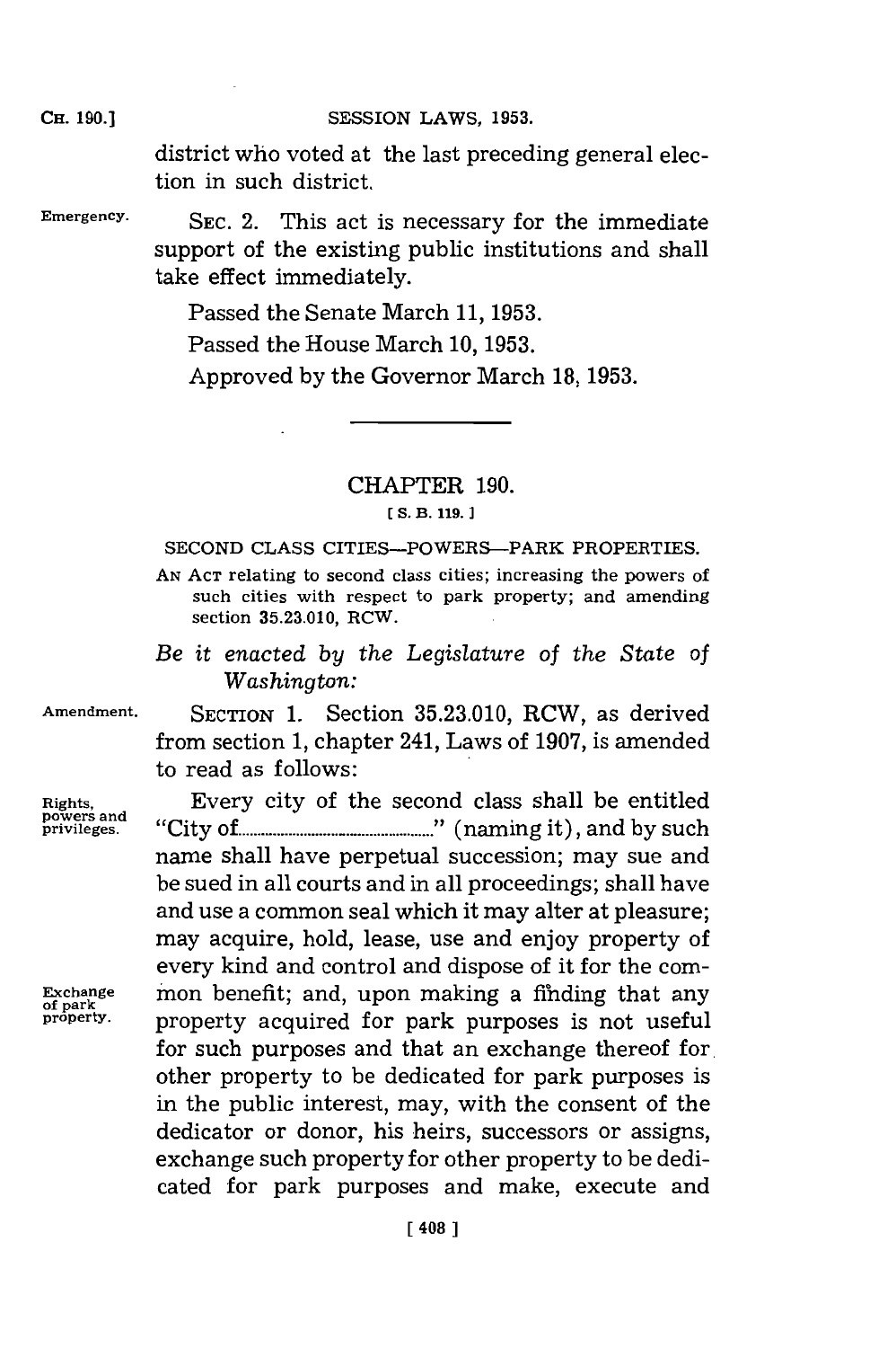district who voted at the last preceding general election in such district.

Emergency. SEC. 2. This act is necessary for the immediate support of the existing public institutions and shall take effect immediately.

Passed the Senate March 11, 1953.

Passed the House March 10, 1953.

Approved by the Governor March 18, 1953.

---

## CHAPTER 190.

[S. B. 119.]

SECOND CLASS CITIES—POWERS—PARK PROPERTIES.

AN ACT relating to second class cities; increasing the powers of such cities with respect to park property; and amending section 35.23.010, RCW.

*Be it enacted by the Legislature of the State of Washington:*

Amendment. SECTION 1. Section 35.23.010, RCW, as derived from section 1, chapter 241, Laws of 1907, is amended to read as follows:

Rights, powers and privileges. Every city of the second class shall be entitled "City of...................................." (naming it), and by such name shall have perpetual succession; may sue and be sued in all courts and in all proceedings; shall have and use a common seal which it may alter at pleasure; may acquire, hold, lease, use and enjoy property of every kind and control and dispose of it for the common benefit; and, upon making a finding that any property acquired for park purposes is not useful for such purposes and that an exchange thereof for other property to be dedicated for park purposes is in the public interest, may, with the consent of the dedicator or donor, his heirs, successors or assigns, exchange such property for other property to be dedicated for park purposes and make, execute and

Exchange of park property.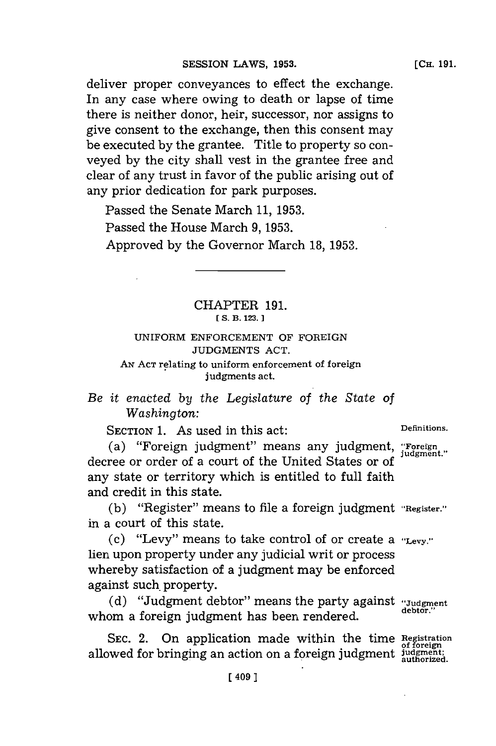deliver proper conveyances to effect the exchange. In any case where owing to death or lapse of time there is neither donor, heir, successor, nor assigns to give consent to the exchange, then this consent may be executed by the grantee. Title to property so conveyed by the city shall vest in the grantee free and clear of any trust in favor of the public arising out of any prior dedication for park purposes.

Passed the Senate March 11, 1953.

Passed the House March 9, 1953.

Approved by the Governor March 18, 1953.

---

## CHAPTER 191.

[S. B. 123.]

### UNIFORM ENFORCEMENT OF FOREIGN JUDGMENTS ACT.

AN ACT relating to uniform enforcement of foreign judgments act.

*Be it enacted by the Legislature of the State of Washington:*

SECTION 1. As used in this act: *Definitions.*

(a) "Foreign judgment" means any judgment, decree or order of a court of the United States or of any state or territory which is entitled to full faith and credit in this state. *"Foreign judgment."*

(b) "Register" means to file a foreign judgment in a court of this state. *"Register."*

(c) "Levy" means to take control of or create a lien upon property under any judicial writ or process whereby satisfaction of a judgment may be enforced against such property. *"Levy."*

(d) "Judgment debtor" means the party against whom a foreign judgment has been rendered. *"Judgment debtor."*

SEC. 2. On application made within the time allowed for bringing an action on a foreign judgment *Registration of foreign judgment; authorized.*